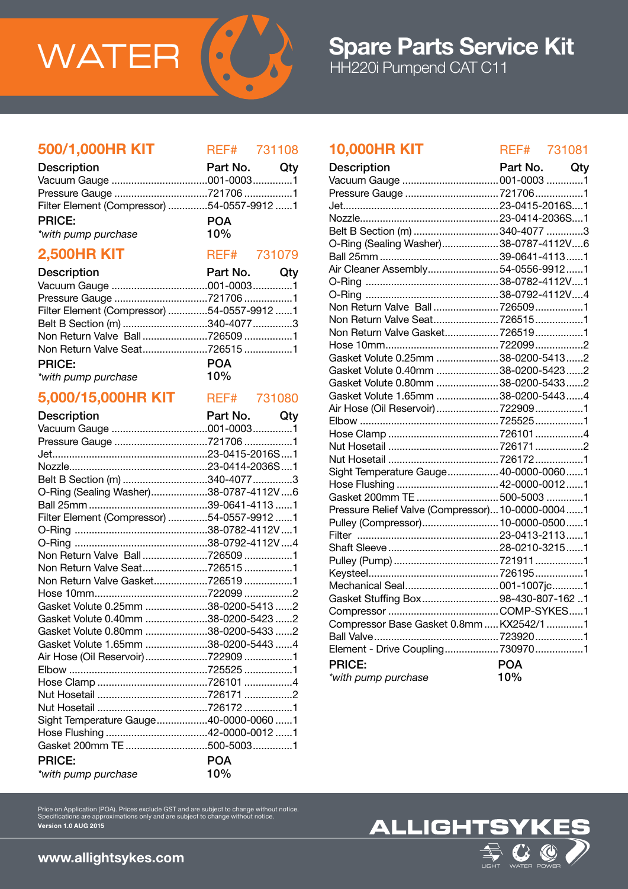# WATER

# Spare Parts Service Kit

HH220i Pumpend CAT C11

## 500/1,000HR KIT — REF# 731108

| Description | Part No. | Qty |
|---|---|---|
| Vacuum Gauge | 001-0003 | 1 |
| Pressure Gauge | 721706 | 1 |
| Filter Element (Compressor) | 54-0557-9912 | 1 |

**PRICE:** POA

*\*with pump purchase* 10%

## 2,500HR KIT — REF# 731079

| Description | Part No. | Qty |
|---|---|---|
| Vacuum Gauge | 001-0003 | 1 |
| Pressure Gauge | 721706 | 1 |
| Filter Element (Compressor) | 54-0557-9912 | 1 |
| Belt B Section (m) | 340-4077 | 3 |
| Non Return Valve Ball | 726509 | 1 |
| Non Return Valve Seat | 726515 | 1 |

**PRICE:** POA

*\*with pump purchase* 10%

## 5,000/15,000HR KIT — REF# 731080

| Description | Part No. | Qty |
|---|---|---|
| Vacuum Gauge | 001-0003 | 1 |
| Pressure Gauge | 721706 | 1 |
| Jet | 23-0415-2016S | 1 |
| Nozzle | 23-0414-2036S | 1 |
| Belt B Section (m) | 340-4077 | 3 |
| O-Ring (Sealing Washer) | 38-0787-4112V | 6 |
| Ball 25mm | 39-0641-4113 | 1 |
| Filter Element (Compressor) | 54-0557-9912 | 1 |
| O-Ring | 38-0782-4112V | 1 |
| O-Ring | 38-0792-4112V | 4 |
| Non Return Valve Ball | 726509 | 1 |
| Non Return Valve Seat | 726515 | 1 |
| Non Return Valve Gasket | 726519 | 1 |
| Hose 10mm | 722099 | 2 |
| Gasket Volute 0.25mm | 38-0200-5413 | 2 |
| Gasket Volute 0.40mm | 38-0200-5423 | 2 |
| Gasket Volute 0.80mm | 38-0200-5433 | 2 |
| Gasket Volute 1.65mm | 38-0200-5443 | 4 |
| Air Hose (Oil Reservoir) | 722909 | 1 |
| Elbow | 725525 | 1 |
| Hose Clamp | 726101 | 4 |
| Nut Hosetail | 726171 | 2 |
| Nut Hosetail | 726172 | 1 |
| Sight Temperature Gauge | 40-0000-0060 | 1 |
| Hose Flushing | 42-0000-0012 | 1 |
| Gasket 200mm TE | 500-5003 | 1 |

**PRICE:** POA

*\*with pump purchase* 10%

## 10,000HR KIT — REF# 731081

| Description | Part No. | Qty |
|---|---|---|
| Vacuum Gauge | 001-0003 | 1 |
| Pressure Gauge | 721706 | 1 |
| Jet | 23-0415-2016S | 1 |
| Nozzle | 23-0414-2036S | 1 |
| Belt B Section (m) | 340-4077 | 3 |
| O-Ring (Sealing Washer) | 38-0787-4112V | 6 |
| Ball 25mm | 39-0641-4113 | 1 |
| Air Cleaner Assembly | 54-0556-9912 | 1 |
| O-Ring | 38-0782-4112V | 1 |
| O-Ring | 38-0792-4112V | 4 |
| Non Return Valve Ball | 726509 | 1 |
| Non Return Valve Seat | 726515 | 1 |
| Non Return Valve Gasket | 726519 | 1 |
| Hose 10mm | 722099 | 2 |
| Gasket Volute 0.25mm | 38-0200-5413 | 2 |
| Gasket Volute 0.40mm | 38-0200-5423 | 2 |
| Gasket Volute 0.80mm | 38-0200-5433 | 2 |
| Gasket Volute 1.65mm | 38-0200-5443 | 4 |
| Air Hose (Oil Reservoir) | 722909 | 1 |
| Elbow | 725525 | 1 |
| Hose Clamp | 726101 | 4 |
| Nut Hosetail | 726171 | 2 |
| Nut Hosetail | 726172 | 1 |
| Sight Temperature Gauge | 40-0000-0060 | 1 |
| Hose Flushing | 42-0000-0012 | 1 |
| Gasket 200mm TE | 500-5003 | 1 |
| Pressure Relief Valve (Compressor) | 10-0000-0004 | 1 |
| Pulley (Compressor) | 10-0000-0500 | 1 |
| Filter | 23-0413-2113 | 1 |
| Shaft Sleeve | 28-0210-3215 | 1 |
| Pulley (Pump) | 721911 | 1 |
| Keysteel | 726195 | 1 |
| Mechanical Seal | 001-1007jc | 1 |
| Gasket Stuffing Box | 98-430-807-162 | 1 |
| Compressor | COMP-SYKES | 1 |
| Compressor Base Gasket 0.8mm | KX2542/1 | 1 |
| Ball Valve | 723920 | 1 |
| Element - Drive Coupling | 730970 | 1 |

**PRICE:** POA

*\*with pump purchase* 10%

Price on Application (POA). Prices exclude GST and are subject to change without notice.
Specifications are approximations only and are subject to change without notice.
**Version 1.0 AUG 2015**

**www.allightsykes.com**

ALLIGHTSYKES — LIGHT WATER POWER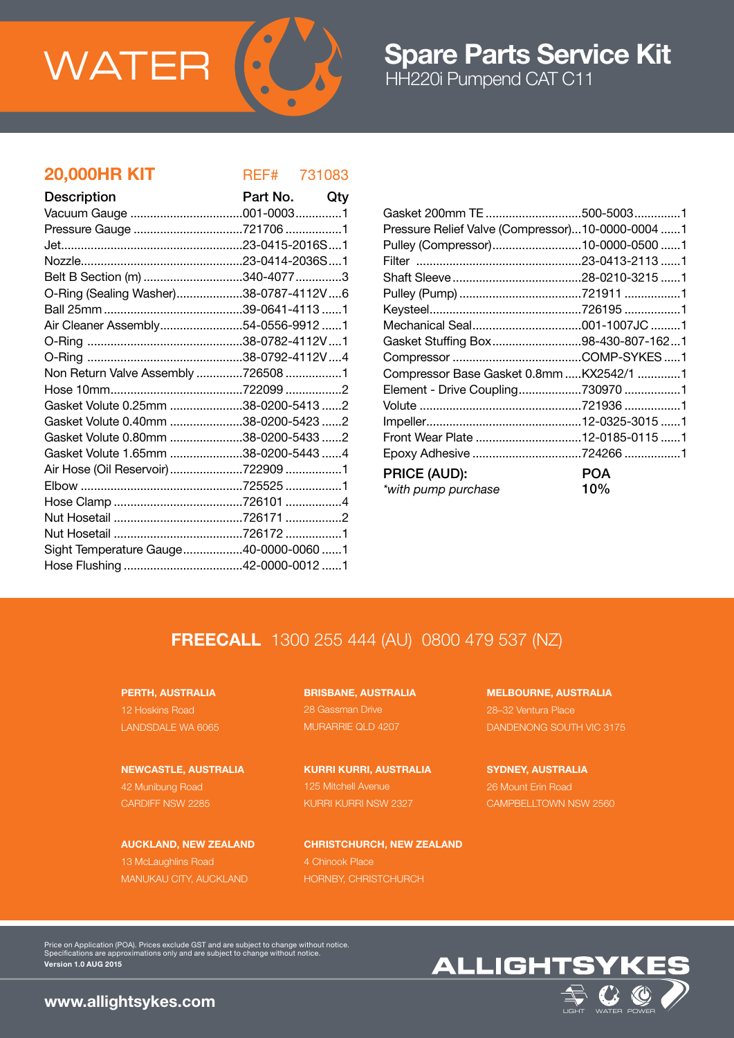# WATER

## Spare Parts Service Kit

HH220i Pumpend CAT C11

### 20,000HR KIT

REF# 731083

| Description | Part No. | Qty |
|---|---|---|
| Vacuum Gauge | 001-0003 | 1 |
| Pressure Gauge | 721706 | 1 |
| Jet | 23-0415-2016S | 1 |
| Nozzle | 23-0414-2036S | 1 |
| Belt B Section (m) | 340-4077 | 3 |
| O-Ring (Sealing Washer) | 38-0787-4112V | 6 |
| Ball 25mm | 39-0641-4113 | 1 |
| Air Cleaner Assembly | 54-0556-9912 | 1 |
| O-Ring | 38-0782-4112V | 1 |
| O-Ring | 38-0792-4112V | 4 |
| Non Return Valve Assembly | 726508 | 1 |
| Hose 10mm | 722099 | 2 |
| Gasket Volute 0.25mm | 38-0200-5413 | 2 |
| Gasket Volute 0.40mm | 38-0200-5423 | 2 |
| Gasket Volute 0.80mm | 38-0200-5433 | 2 |
| Gasket Volute 1.65mm | 38-0200-5443 | 4 |
| Air Hose (Oil Reservoir) | 722909 | 1 |
| Elbow | 725525 | 1 |
| Hose Clamp | 726101 | 4 |
| Nut Hosetail | 726171 | 2 |
| Nut Hosetail | 726172 | 1 |
| Sight Temperature Gauge | 40-0000-0060 | 1 |
| Hose Flushing | 42-0000-0012 | 1 |
| Gasket 200mm TE | 500-5003 | 1 |
| Pressure Relief Valve (Compressor) | 10-0000-0004 | 1 |
| Pulley (Compressor) | 10-0000-0500 | 1 |
| Filter | 23-0413-2113 | 1 |
| Shaft Sleeve | 28-0210-3215 | 1 |
| Pulley (Pump) | 721911 | 1 |
| Keysteel | 726195 | 1 |
| Mechanical Seal | 001-1007JC | 1 |
| Gasket Stuffing Box | 98-430-807-162 | 1 |
| Compressor | COMP-SYKES | 1 |
| Compressor Base Gasket 0.8mm | KX2542/1 | 1 |
| Element - Drive Coupling | 730970 | 1 |
| Volute | 721936 | 1 |
| Impeller | 12-0325-3015 | 1 |
| Front Wear Plate | 12-0185-0115 | 1 |
| Epoxy Adhesive | 724266 | 1 |

**PRICE (AUD):** **POA**

*\*with pump purchase* **10%**

**FREECALL** 1300 255 444 (AU) 0800 479 537 (NZ)

**PERTH, AUSTRALIA**
12 Hoskins Road
LANDSDALE WA 6065

**BRISBANE, AUSTRALIA**
28 Gassman Drive
MURARRIE QLD 4207

**MELBOURNE, AUSTRALIA**
28–32 Ventura Place
DANDENONG SOUTH VIC 3175

**NEWCASTLE, AUSTRALIA**
42 Munibung Road
CARDIFF NSW 2285

**KURRI KURRI, AUSTRALIA**
125 Mitchell Avenue
KURRI KURRI NSW 2327

**SYDNEY, AUSTRALIA**
26 Mount Erin Road
CAMPBELLTOWN NSW 2560

**AUCKLAND, NEW ZEALAND**
13 McLaughlins Road
MANUKAU CITY, AUCKLAND

**CHRISTCHURCH, NEW ZEALAND**
4 Chinook Place
HORNBY, CHRISTCHURCH

Price on Application (POA). Prices exclude GST and are subject to change without notice.
Specifications are approximations only and are subject to change without notice.
**Version 1.0 AUG 2015**

ALLIGHTSYKES
LIGHT WATER POWER

**www.allightsykes.com**